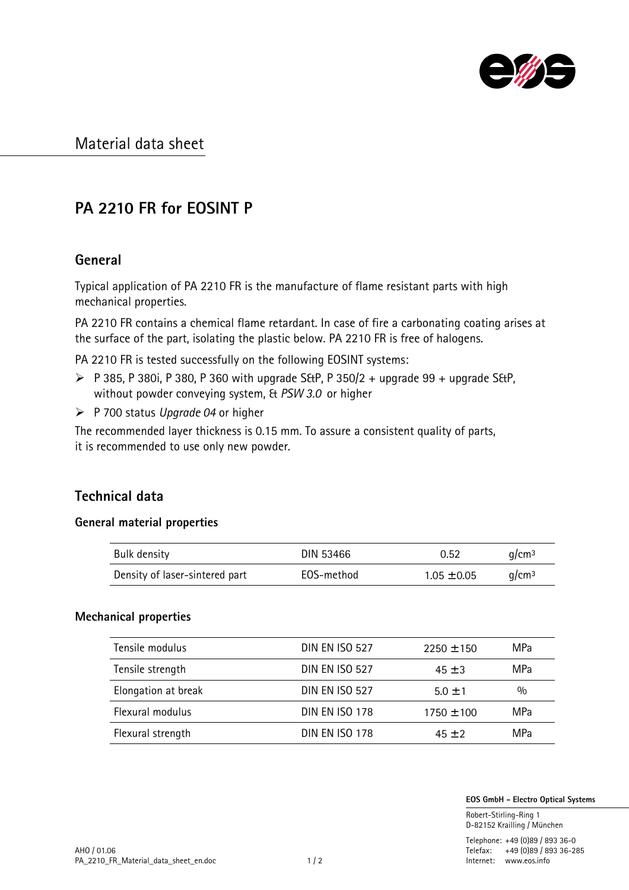# Material data sheet

## PA 2210 FR for EOSINT P

### General

Typical application of PA 2210 FR is the manufacture of flame resistant parts with high mechanical properties.

PA 2210 FR contains a chemical flame retardant. In case of fire a carbonating coating arises at the surface of the part, isolating the plastic below. PA 2210 FR is free of halogens.

PA 2210 FR is tested successfully on the following EOSINT systems:

- P 385, P 380i, P 380, P 360 with upgrade S&P, P 350/2 + upgrade 99 + upgrade S&P, without powder conveying system, & *PSW 3.0* or higher
- P 700 status *Upgrade 04* or higher

The recommended layer thickness is 0.15 mm. To assure a consistent quality of parts, it is recommended to use only new powder.

### Technical data

#### General material properties

| Property | Standard | Value | Unit |
|---|---|---|---|
| Bulk density | DIN 53466 | 0.52 | g/cm³ |
| Density of laser-sintered part | EOS-method | 1.05 ± 0.05 | g/cm³ |

#### Mechanical properties

| Property | Standard | Value | Unit |
|---|---|---|---|
| Tensile modulus | DIN EN ISO 527 | 2250 ± 150 | MPa |
| Tensile strength | DIN EN ISO 527 | 45 ± 3 | MPa |
| Elongation at break | DIN EN ISO 527 | 5.0 ± 1 | % |
| Flexural modulus | DIN EN ISO 178 | 1750 ± 100 | MPa |
| Flexural strength | DIN EN ISO 178 | 45 ± 2 | MPa |

**EOS GmbH - Electro Optical Systems**

Robert-Stirling-Ring 1
D-82152 Krailling / München

Telephone: +49 (0)89 / 893 36-0
Telefax: +49 (0)89 / 893 36-285
Internet: www.eos.info

AHO / 01.06
PA_2210_FR_Material_data_sheet_en.doc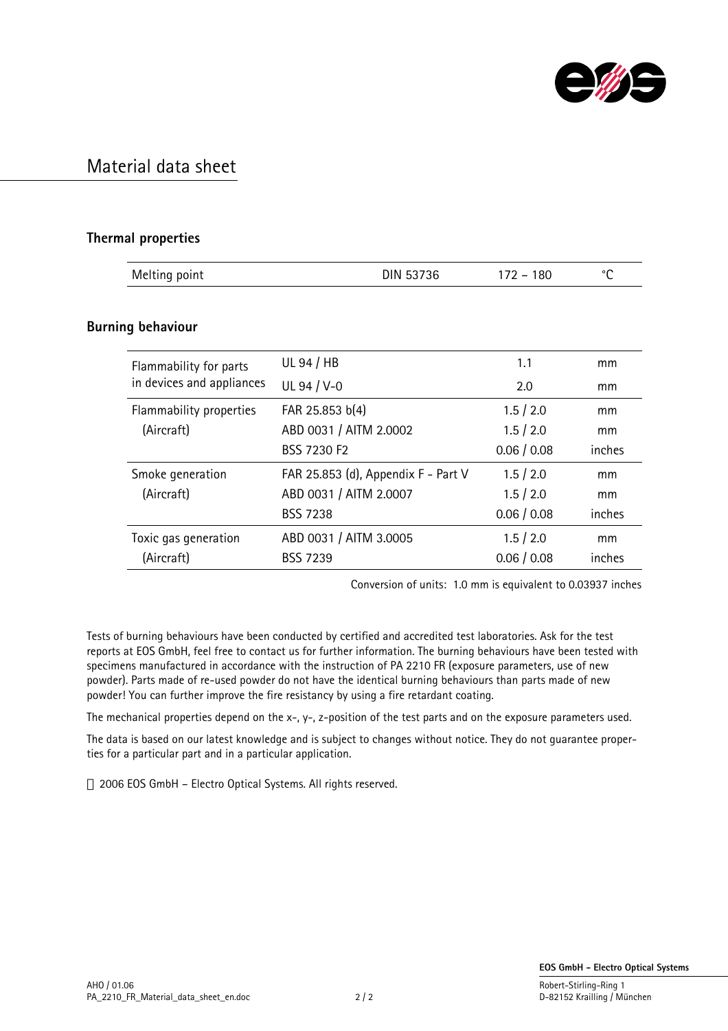# Material data sheet

## Thermal properties

| | | | |
|---|---|---|---|
| Melting point | DIN 53736 | 172 – 180 | °C |

## Burning behaviour

| | | | |
|---|---|---|---|
| Flammability for parts in devices and appliances | UL 94 / HB | 1.1 | mm |
| | UL 94 / V-0 | 2.0 | mm |
| Flammability properties (Aircraft) | FAR 25.853 b(4) | 1.5 / 2.0 | mm |
| | ABD 0031 / AITM 2.0002 | 1.5 / 2.0 | mm |
| | BSS 7230 F2 | 0.06 / 0.08 | inches |
| Smoke generation (Aircraft) | FAR 25.853 (d), Appendix F - Part V | 1.5 / 2.0 | mm |
| | ABD 0031 / AITM 2.0007 | 1.5 / 2.0 | mm |
| | BSS 7238 | 0.06 / 0.08 | inches |
| Toxic gas generation (Aircraft) | ABD 0031 / AITM 3.0005 | 1.5 / 2.0 | mm |
| | BSS 7239 | 0.06 / 0.08 | inches |

Conversion of units: 1.0 mm is equivalent to 0.03937 inches

Tests of burning behaviours have been conducted by certified and accredited test laboratories. Ask for the test reports at EOS GmbH, feel free to contact us for further information. The burning behaviours have been tested with specimens manufactured in accordance with the instruction of PA 2210 FR (exposure parameters, use of new powder). Parts made of re-used powder do not have the identical burning behaviours than parts made of new powder! You can further improve the fire resistancy by using a fire retardant coating.

The mechanical properties depend on the x-, y-, z-position of the test parts and on the exposure parameters used.

The data is based on our latest knowledge and is subject to changes without notice. They do not guarantee properties for a particular part and in a particular application.

© 2006 EOS GmbH – Electro Optical Systems. All rights reserved.

AHO / 01.06
PA_2210_FR_Material_data_sheet_en.doc

**EOS GmbH - Electro Optical Systems**
Robert-Stirling-Ring 1
D-82152 Krailling / München